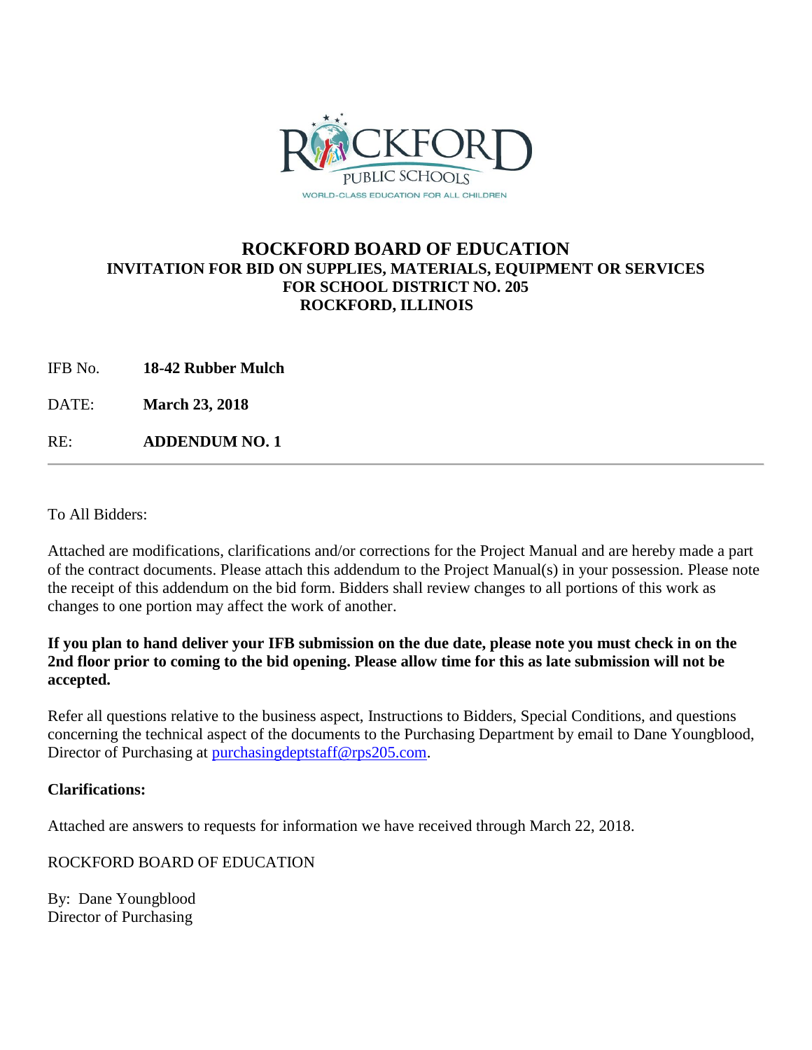ROCKFORD PUBLIC SCHOOLS
WORLD-CLASS EDUCATION FOR ALL CHILDREN

# ROCKFORD BOARD OF EDUCATION
## INVITATION FOR BID ON SUPPLIES, MATERIALS, EQUIPMENT OR SERVICES FOR SCHOOL DISTRICT NO. 205 ROCKFORD, ILLINOIS

IFB No. **18-42 Rubber Mulch**

DATE: **March 23, 2018**

RE: **ADDENDUM NO. 1**

---

To All Bidders:

Attached are modifications, clarifications and/or corrections for the Project Manual and are hereby made a part of the contract documents. Please attach this addendum to the Project Manual(s) in your possession. Please note the receipt of this addendum on the bid form. Bidders shall review changes to all portions of this work as changes to one portion may affect the work of another.

**If you plan to hand deliver your IFB submission on the due date, please note you must check in on the 2nd floor prior to coming to the bid opening. Please allow time for this as late submission will not be accepted.**

Refer all questions relative to the business aspect, Instructions to Bidders, Special Conditions, and questions concerning the technical aspect of the documents to the Purchasing Department by email to Dane Youngblood, Director of Purchasing at purchasingdeptstaff@rps205.com.

**Clarifications:**

Attached are answers to requests for information we have received through March 22, 2018.

ROCKFORD BOARD OF EDUCATION

By: Dane Youngblood
Director of Purchasing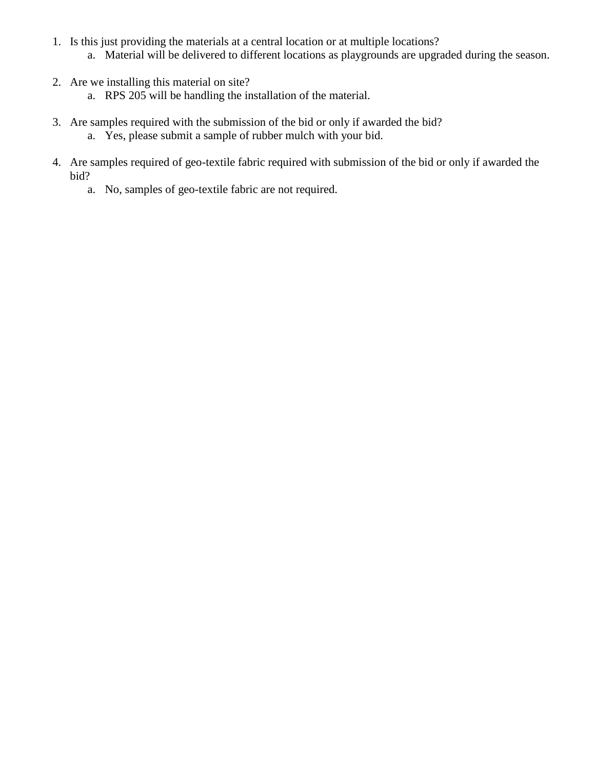1. Is this just providing the materials at a central location or at multiple locations?
    a. Material will be delivered to different locations as playgrounds are upgraded during the season.

2. Are we installing this material on site?
    a. RPS 205 will be handling the installation of the material.

3. Are samples required with the submission of the bid or only if awarded the bid?
    a. Yes, please submit a sample of rubber mulch with your bid.

4. Are samples required of geo-textile fabric required with submission of the bid or only if awarded the bid?
    a. No, samples of geo-textile fabric are not required.